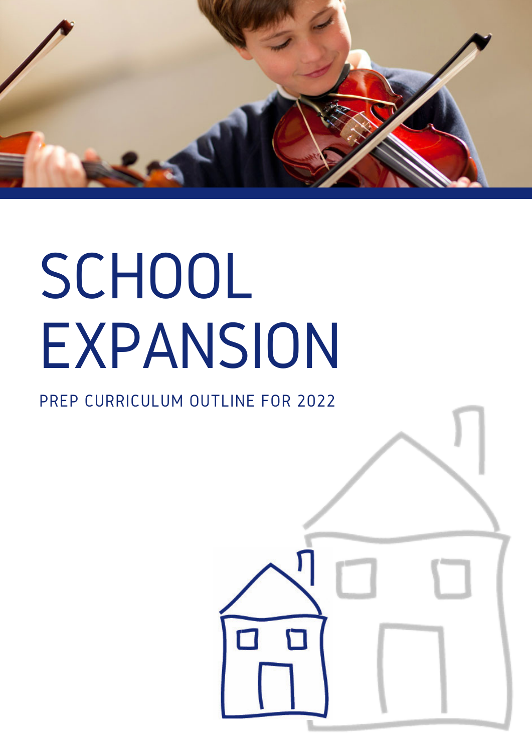# SCHOOL EXPANSION

PREP CURRICULUM OUTLINE FOR 2022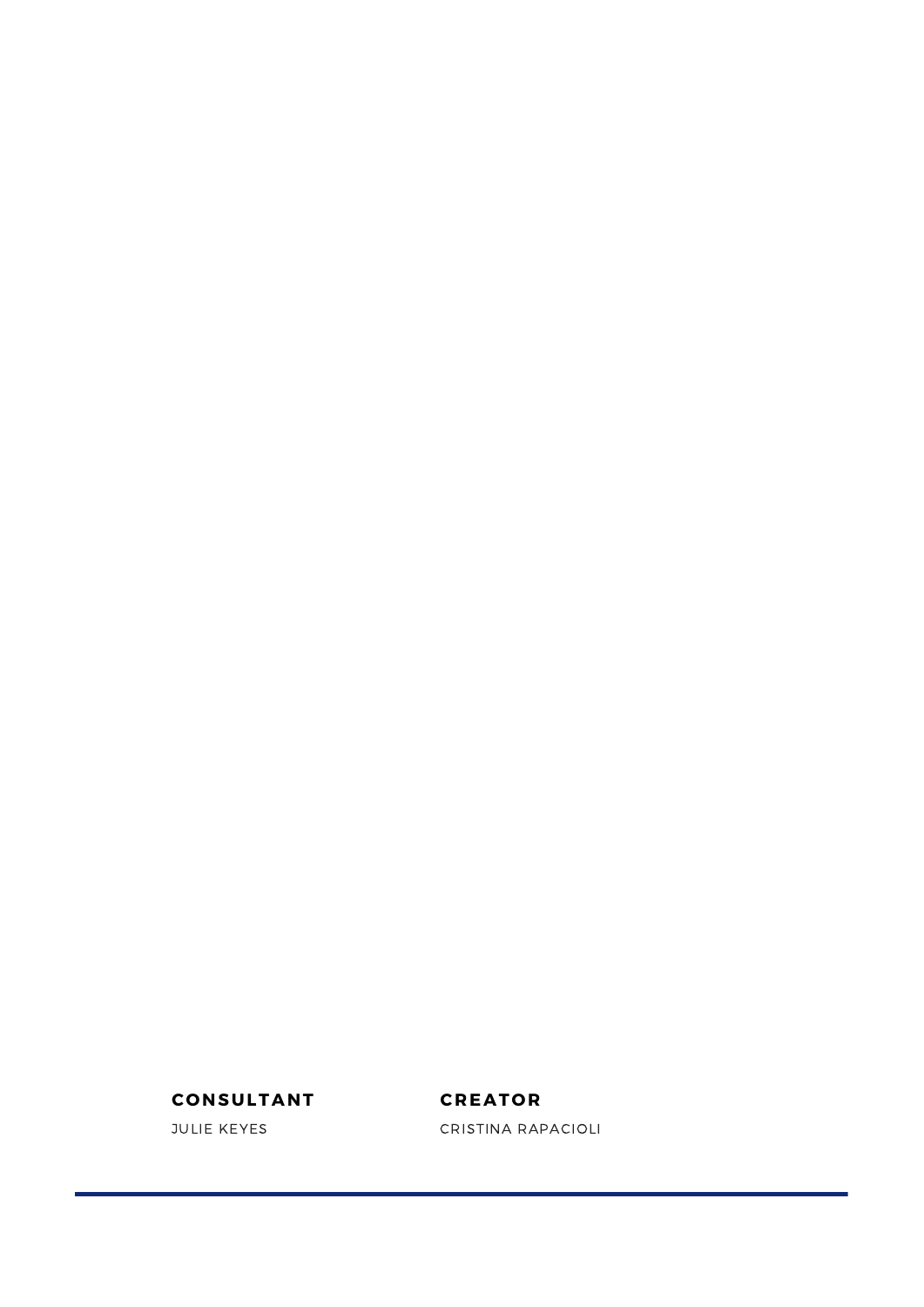**CONSULTANT**

JULIE KEYES

**CREATOR**

CRISTINA RAPACIOLI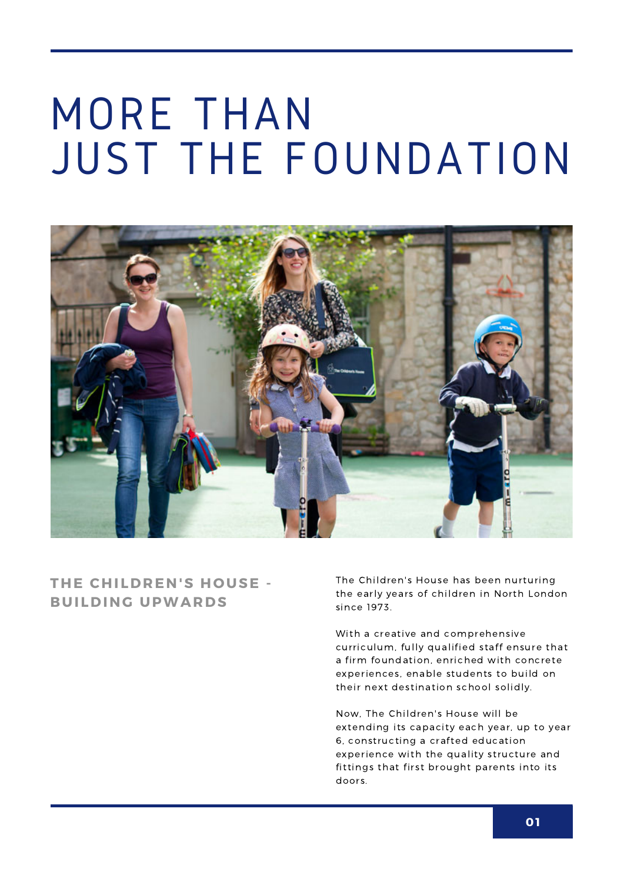# MORE THAN JUST THE FOUNDATION

## THE CHILDREN'S HOUSE - BUILDING UPWARDS

The Children's House has been nurturing the early years of children in North London since 1973.

With a creative and comprehensive curriculum, fully qualified staff ensure that a firm foundation, enriched with concrete experiences, enable students to build on their next destination school solidly.

Now, The Children's House will be extending its capacity each year, up to year 6, constructing a crafted education experience with the quality structure and fittings that first brought parents into its doors.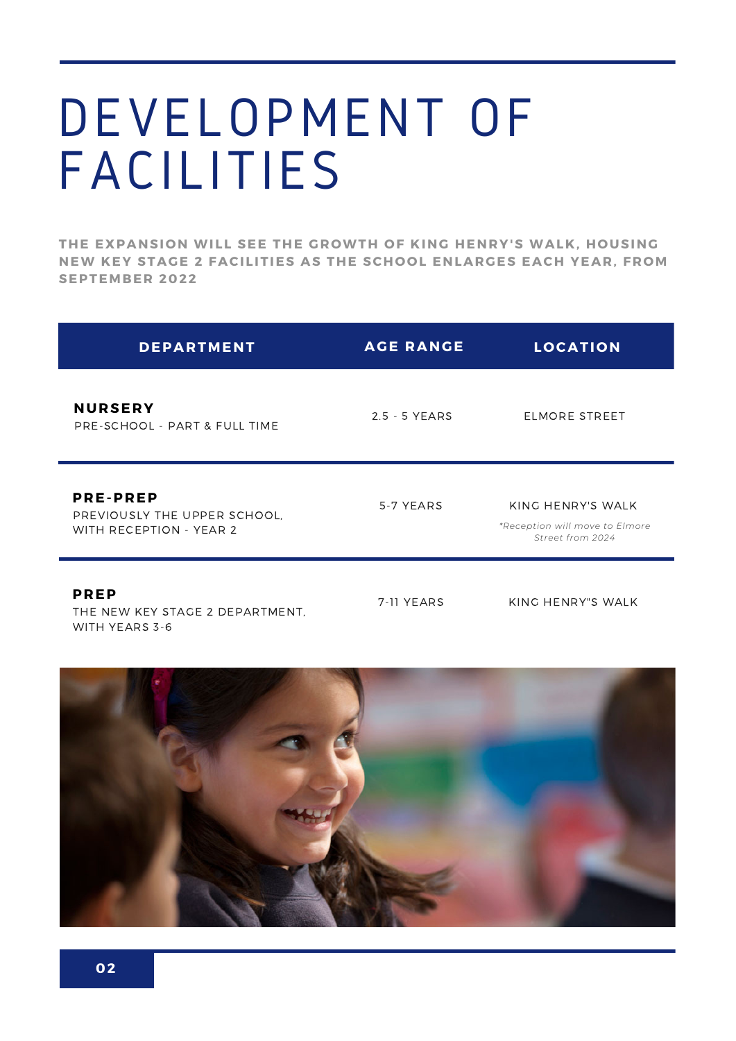# DEVELOPMENT OF FACILITIES

**THE EXPANSION WILL SEE THE GROWTH OF KING HENRY'S WALK, HOUSING NEW KEY STAGE 2 FACILITIES AS THE SCHOOL ENLARGES EACH YEAR, FROM SEPTEMBER 2022**

| DEPARTMENT | AGE RANGE | LOCATION |
|---|---|---|
| **NURSERY**<br>PRE-SCHOOL - PART & FULL TIME | 2.5 - 5 YEARS | ELMORE STREET |
| **PRE-PREP**<br>PREVIOUSLY THE UPPER SCHOOL, WITH RECEPTION - YEAR 2 | 5-7 YEARS | KING HENRY'S WALK<br>*\*Reception will move to Elmore Street from 2024* |
| **PREP**<br>THE NEW KEY STAGE 2 DEPARTMENT, WITH YEARS 3-6 | 7-11 YEARS | KING HENRY"S WALK |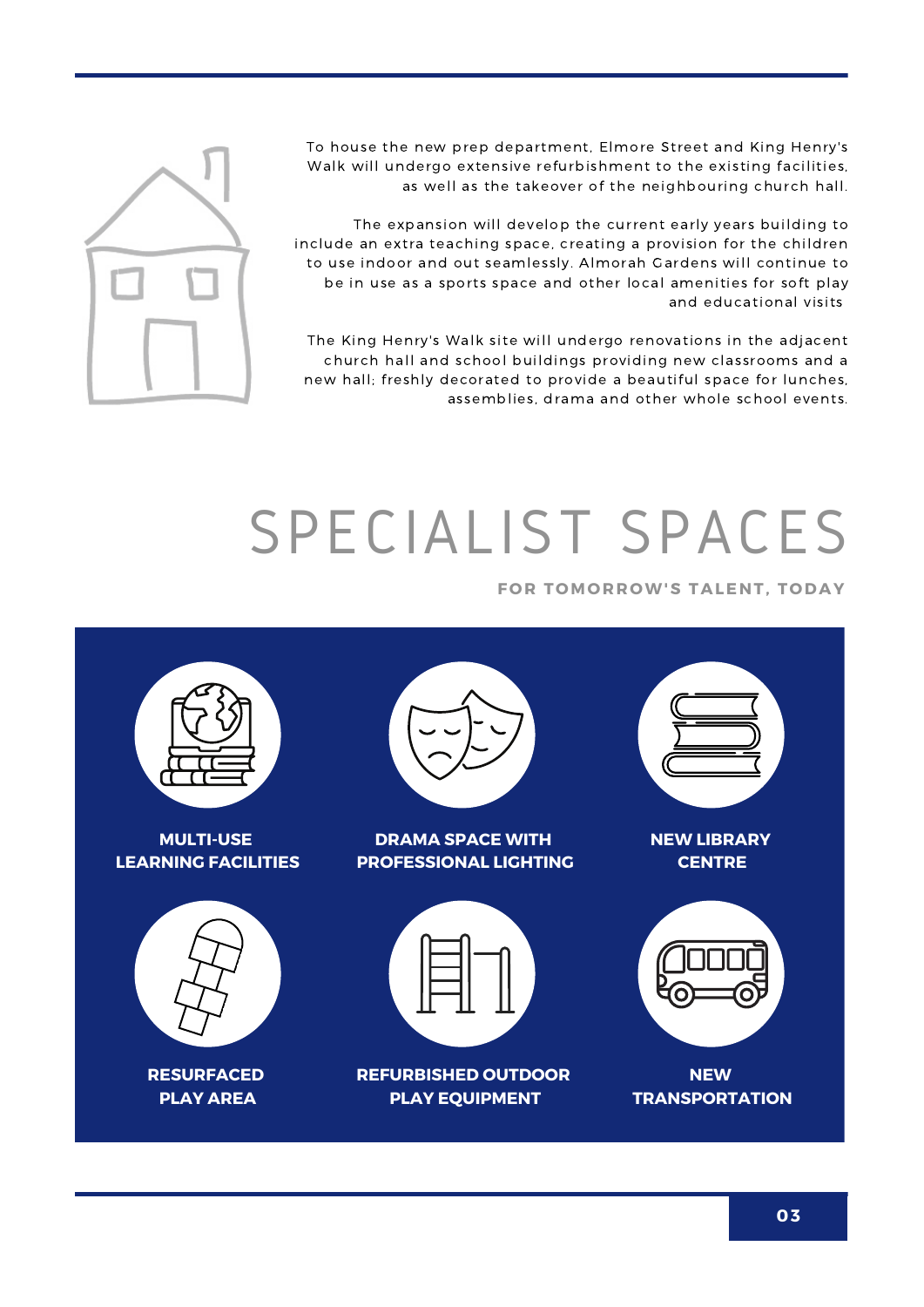To house the new prep department, Elmore Street and King Henry's Walk will undergo extensive refurbishment to the existing facilities, as well as the takeover of the neighbouring church hall.

The expansion will develop the current early years building to include an extra teaching space, creating a provision for the children to use indoor and out seamlessly. Almorah Gardens will continue to be in use as a sports space and other local amenities for soft play and educational visits

The King Henry's Walk site will undergo renovations in the adjacent church hall and school buildings providing new classrooms and a new hall; freshly decorated to provide a beautiful space for lunches, assemblies, drama and other whole school events.

# SPECIALIST SPACES

**FOR TOMORROW'S TALENT, TODAY**

- **MULTI-USE LEARNING FACILITIES**
- **DRAMA SPACE WITH PROFESSIONAL LIGHTING**
- **NEW LIBRARY CENTRE**
- **RESURFACED PLAY AREA**
- **REFURBISHED OUTDOOR PLAY EQUIPMENT**
- **NEW TRANSPORTATION**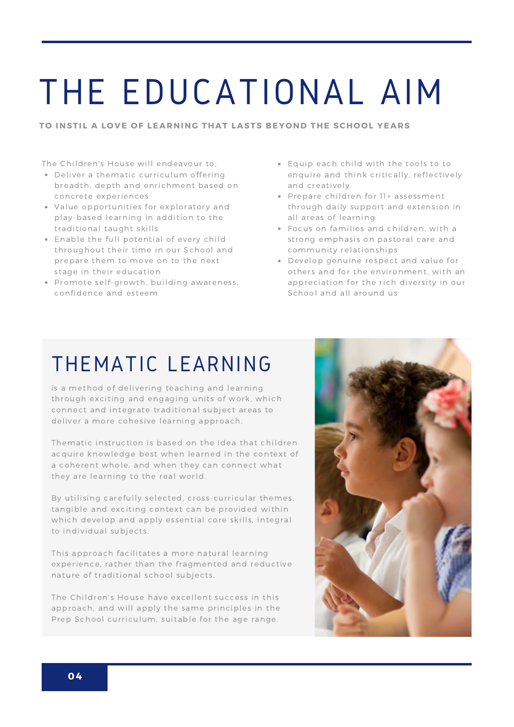# THE EDUCATIONAL AIM

**TO INSTIL A LOVE OF LEARNING THAT LASTS BEYOND THE SCHOOL YEARS**

The Children's House will endeavour to:

- Deliver a thematic curriculum offering breadth, depth and enrichment based on concrete experiences
- Value opportunities for exploratory and play-based learning in addition to the traditional taught skills
- Enable the full potential of every child throughout their time in our School and prepare them to move on to the next stage in their education
- Promote self-growth, building awareness, confidence and esteem
- Equip each child with the tools to to enquire and think critically, reflectively and creatively.
- Prepare children for 11+ assessment through daily support and extension in all areas of learning
- Focus on families and children, with a strong emphasis on pastoral care and community relationships
- Develop genuine respect and value for others and for the environment, with an appreciation for the rich diversity in our School and all around us

## THEMATIC LEARNING

is a method of delivering teaching and learning through exciting and engaging units of work, which connect and integrate traditional subject areas to deliver a more cohesive learning approach.

Thematic instruction is based on the idea that children acquire knowledge best when learned in the context of a coherent whole, and when they can connect what they are learning to the real world.

By utilising carefully selected, cross-curricular themes, tangible and exciting context can be provided within which develop and apply essential core skills, integral to individual subjects.

This approach facilitates a more natural learning experience, rather than the fragmented and reductive nature of traditional school subjects.

The Children's House have excellent success in this approach, and will apply the same principles in the Prep School curriculum, suitable for the age range.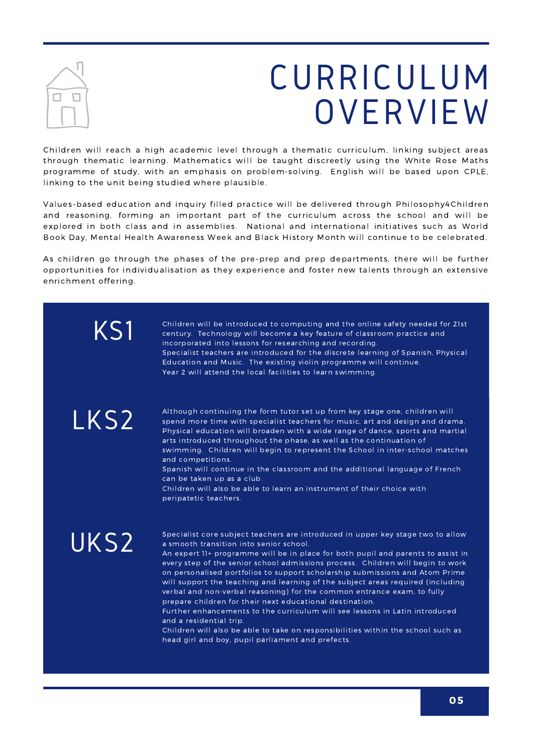# CURRICULUM OVERVIEW

Children will reach a high academic level through a thematic curriculum, linking subject areas through thematic learning. Mathematics will be taught discreetly using the White Rose Maths programme of study, with an emphasis on problem-solving. English will be based upon CPLE, linking to the unit being studied where plausible.

Values-based education and inquiry filled practice will be delivered through Philosophy4Children and reasoning, forming an important part of the curriculum across the school and will be explored in both class and in assemblies. National and international initiatives such as World Book Day, Mental Health Awareness Week and Black History Month will continue to be celebrated.

As children go through the phases of the pre-prep and prep departments, there will be further opportunities for individualisation as they experience and foster new talents through an extensive enrichment offering.

## KS1

Children will be introduced to computing and the online safety needed for 21st century. Technology will become a key feature of classroom practice and incorporated into lessons for researching and recording.
Specialist teachers are introduced for the discrete learning of Spanish, Physical Education and Music. The existing violin programme will continue.
Year 2 will attend the local facilities to learn swimming.

## LKS2

Although continuing the form tutor set up from key stage one, children will spend more time with specialist teachers for music, art and design and drama. Physical education will broaden with a wide range of dance, sports and martial arts introduced throughout the phase, as well as the continuation of swimming. Children will begin to represent the School in inter-school matches and competitions.
Spanish will continue in the classroom and the additional language of French can be taken up as a club.
Children will also be able to learn an instrument of their choice with peripatetic teachers.

## UKS2

Specialist core subject teachers are introduced in upper key stage two to allow a smooth transition into senior school.
An expert 11+ programme will be in place for both pupil and parents to assist in every step of the senior school admissions process. Children will begin to work on personalised portfolios to support scholarship submissions and Atom Prime will support the teaching and learning of the subject areas required (including verbal and non-verbal reasoning) for the common entrance exam, to fully prepare children for their next educational destination.
Further enhancements to the curriculum will see lessons in Latin introduced and a residential trip.
Children will also be able to take on responsibilities within the school such as head girl and boy, pupil parliament and prefects.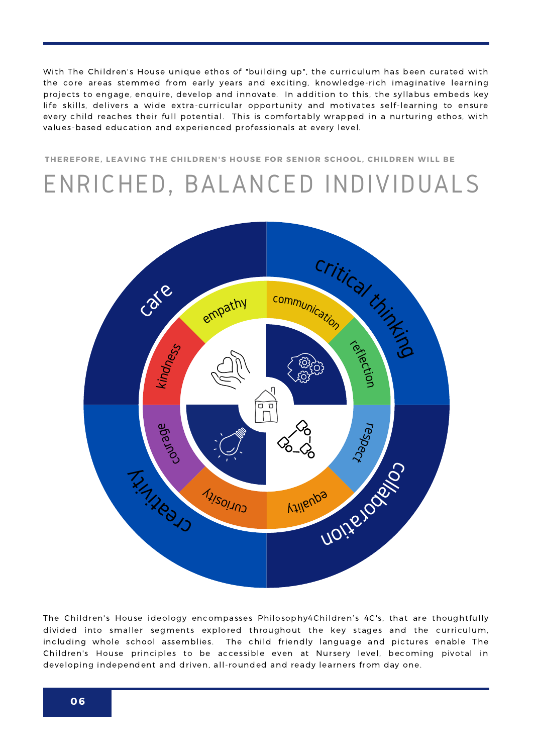With The Children's House unique ethos of "building up", the curriculum has been curated with the core areas stemmed from early years and exciting, knowledge-rich imaginative learning projects to engage, enquire, develop and innovate. In addition to this, the syllabus embeds key life skills, delivers a wide extra-curricular opportunity and motivates self-learning to ensure every child reaches their full potential. This is comfortably wrapped in a nurturing ethos, with values-based education and experienced professionals at every level.

THEREFORE, LEAVING THE CHILDREN'S HOUSE FOR SENIOR SCHOOL, CHILDREN WILL BE

# ENRICHED, BALANCED INDIVIDUALS

care
empathy
kindness
critical thinking
communication
reflection
collaboration
respect
equality
creativity
curiosity
courage

The Children's House ideology encompasses Philosophy4Children's 4C's, that are thoughtfully divided into smaller segments explored throughout the key stages and the curriculum, including whole school assemblies. The child friendly language and pictures enable The Children's House principles to be accessible even at Nursery level, becoming pivotal in developing independent and driven, all-rounded and ready learners from day one.